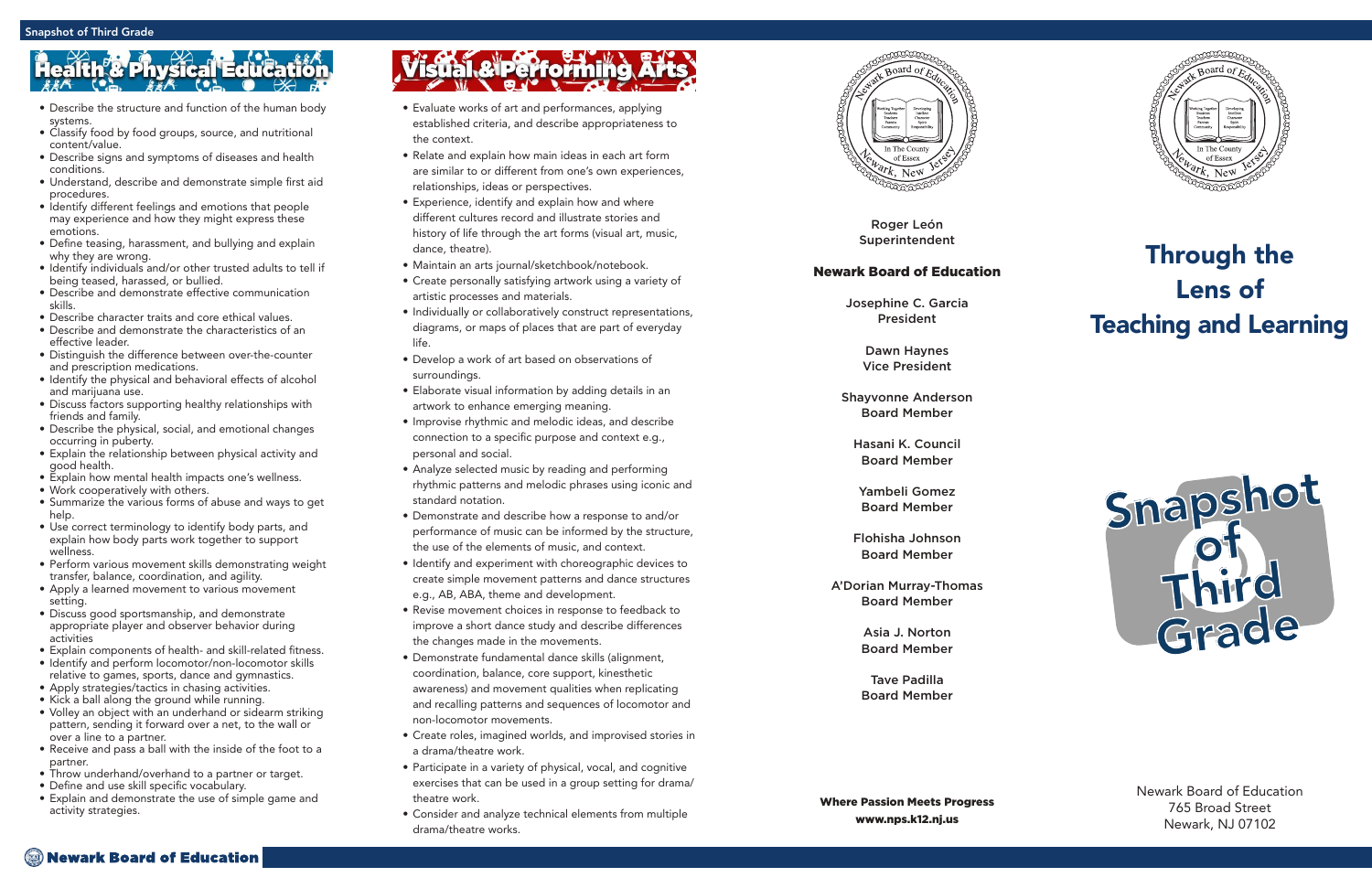## Health & Physical Education

- Describe the structure and function of the human body systems.
- Classify food by food groups, source, and nutritional content/value.
- Describe signs and symptoms of diseases and health conditions.
- Understand, describe and demonstrate simple first aid procedures.
- Identify different feelings and emotions that people may experience and how they might express these emotions.
- Define teasing, harassment, and bullying and explain why they are wrong.
- Identify individuals and/or other trusted adults to tell if being teased, harassed, or bullied.
- Describe and demonstrate effective communication skills.
- Describe character traits and core ethical values.
- Describe and demonstrate the characteristics of an effective leader.
- Distinguish the difference between over-the-counter and prescription medications.
- Identify the physical and behavioral effects of alcohol and marijuana use.
- Discuss factors supporting healthy relationships with friends and family.
- Describe the physical, social, and emotional changes occurring in puberty.
- Explain the relationship between physical activity and good health.
- Explain how mental health impacts one's wellness.
- Work cooperatively with others.
- Summarize the various forms of abuse and ways to get help.
- Use correct terminology to identify body parts, and explain how body parts work together to support wellness.
- Perform various movement skills demonstrating weight transfer, balance, coordination, and agility.
- Apply a learned movement to various movement setting.
- Discuss good sportsmanship, and demonstrate appropriate player and observer behavior during activities
- Explain components of health- and skill-related fitness.
- Identify and perform locomotor/non-locomotor skills relative to games, sports, dance and gymnastics.
- Apply strategies/tactics in chasing activities.
- Kick a ball along the ground while running.
- Volley an object with an underhand or sidearm striking pattern, sending it forward over a net, to the wall or over a line to a partner.
- Receive and pass a ball with the inside of the foot to a partner.
- Throw underhand/overhand to a partner or target.
- Define and use skill specific vocabulary.
- Explain and demonstrate the use of simple game and activity strategies.

## Visual & Performing Arts

- Evaluate works of art and performances, applying established criteria, and describe appropriateness to the context.
- Relate and explain how main ideas in each art form are similar to or different from one's own experiences, relationships, ideas or perspectives.
- Experience, identify and explain how and where different cultures record and illustrate stories and history of life through the art forms (visual art, music, dance, theatre).
- Maintain an arts journal/sketchbook/notebook.
- Create personally satisfying artwork using a variety of artistic processes and materials.
- Individually or collaboratively construct representations, diagrams, or maps of places that are part of everyday life.
- Develop a work of art based on observations of surroundings.
- Elaborate visual information by adding details in an artwork to enhance emerging meaning.
- Improvise rhythmic and melodic ideas, and describe connection to a specific purpose and context e.g., personal and social.
- Analyze selected music by reading and performing rhythmic patterns and melodic phrases using iconic and standard notation.
- Demonstrate and describe how a response to and/or performance of music can be informed by the structure, the use of the elements of music, and context.
- Identify and experiment with choreographic devices to create simple movement patterns and dance structures e.g., AB, ABA, theme and development.
- Revise movement choices in response to feedback to improve a short dance study and describe differences the changes made in the movements.
- Demonstrate fundamental dance skills (alignment, coordination, balance, core support, kinesthetic awareness) and movement qualities when replicating and recalling patterns and sequences of locomotor and non-locomotor movements.
- Create roles, imagined worlds, and improvised stories in a drama/theatre work.
- Participate in a variety of physical, vocal, and cognitive exercises that can be used in a group setting for drama/theatre work.
- Consider and analyze technical elements from multiple drama/theatre works.

Roger León
Superintendent

**Newark Board of Education**

Josephine C. Garcia
President

Dawn Haynes
Vice President

Shayvonne Anderson
Board Member

Hasani K. Council
Board Member

Yambeli Gomez
Board Member

Flohisha Johnson
Board Member

A'Dorian Murray-Thomas
Board Member

Asia J. Norton
Board Member

Tave Padilla
Board Member

**Where Passion Meets Progress**
**www.nps.k12.nj.us**

# Through the Lens of Teaching and Learning

# Snapshot of Third Grade

Newark Board of Education
765 Broad Street
Newark, NJ 07102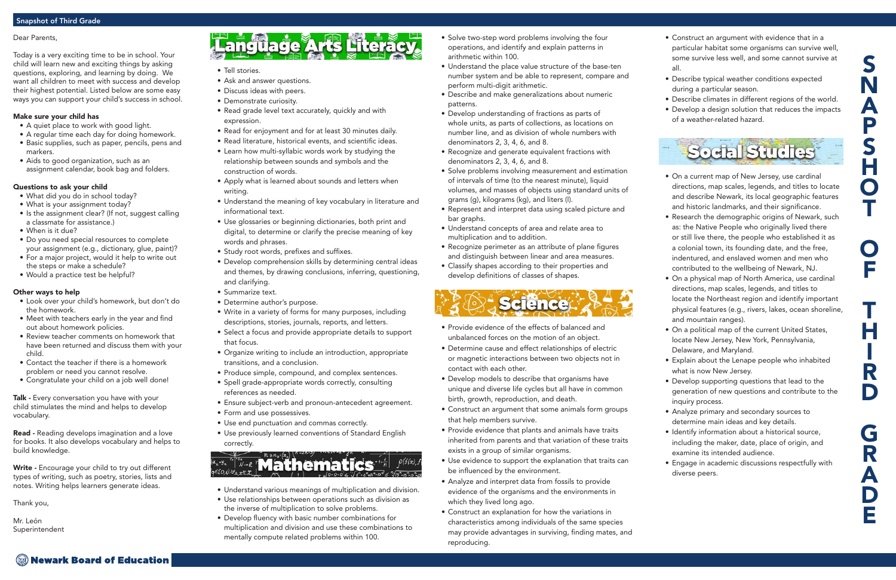## Snapshot of Third Grade

Dear Parents,

Today is a very exciting time to be in school. Your child will learn new and exciting things by asking questions, exploring, and learning by doing. We want all children to meet with success and develop their highest potential. Listed below are some easy ways you can support your child's success in school.

**Make sure your child has**

- A quiet place to work with good light.
- A regular time each day for doing homework.
- Basic supplies, such as paper, pencils, pens and markers.
- Aids to good organization, such as an assignment calendar, book bag and folders.

**Questions to ask your child**

- What did you do in school today?
- What is your assignment today?
- Is the assignment clear? (If not, suggest calling a classmate for assistance.)
- When is it due?
- Do you need special resources to complete your assignment (e.g., dictionary, glue, paint)?
- For a major project, would it help to write out the steps or make a schedule?
- Would a practice test be helpful?

**Other ways to help**

- Look over your child's homework, but don't do the homework.
- Meet with teachers early in the year and find out about homework policies.
- Review teacher comments on homework that have been returned and discuss them with your child.
- Contact the teacher if there is a homework problem or need you cannot resolve.
- Congratulate your child on a job well done!

**Talk -** Every conversation you have with your child stimulates the mind and helps to develop vocabulary.

**Read -** Reading develops imagination and a love for books. It also develops vocabulary and helps to build knowledge.

**Write -** Encourage your child to try out different types of writing, such as poetry, stories, lists and notes. Writing helps learners generate ideas.

Thank you,

Mr. León
Superintendent

## Language Arts Literacy

- Tell stories.
- Ask and answer questions.
- Discuss ideas with peers.
- Demonstrate curiosity.
- Read grade level text accurately, quickly and with expression.
- Read for enjoyment and for at least 30 minutes daily.
- Read literature, historical events, and scientific ideas.
- Learn how multi-syllabic words work by studying the relationship between sounds and symbols and the construction of words.
- Apply what is learned about sounds and letters when writing.
- Understand the meaning of key vocabulary in literature and informational text.
- Use glossaries or beginning dictionaries, both print and digital, to determine or clarify the precise meaning of key words and phrases.
- Study root words, prefixes and suffixes.
- Develop comprehension skills by determining central ideas and themes, by drawing conclusions, inferring, questioning, and clarifying.
- Summarize text.
- Determine author's purpose.
- Write in a variety of forms for many purposes, including descriptions, stories, journals, reports, and letters.
- Select a focus and provide appropriate details to support that focus.
- Organize writing to include an introduction, appropriate transitions, and a conclusion.
- Produce simple, compound, and complex sentences.
- Spell grade-appropriate words correctly, consulting references as needed.
- Ensure subject-verb and pronoun-antecedent agreement.
- Form and use possessives.
- Use end punctuation and commas correctly.
- Use previously learned conventions of Standard English correctly.

## Mathematics

- Understand various meanings of multiplication and division.
- Use relationships between operations such as division as the inverse of multiplication to solve problems.
- Develop fluency with basic number combinations for multiplication and division and use these combinations to mentally compute related problems within 100.
- Solve two-step word problems involving the four operations, and identify and explain patterns in arithmetic within 100.
- Understand the place value structure of the base-ten number system and be able to represent, compare and perform multi-digit arithmetic.
- Describe and make generalizations about numeric patterns.
- Develop understanding of fractions as parts of whole units, as parts of collections, as locations on number line, and as division of whole numbers with denominators 2, 3, 4, 6, and 8.
- Recognize and generate equivalent fractions with denominators 2, 3, 4, 6, and 8.
- Solve problems involving measurement and estimation of intervals of time (to the nearest minute), liquid volumes, and masses of objects using standard units of grams (g), kilograms (kg), and liters (l).
- Represent and interpret data using scaled picture and bar graphs.
- Understand concepts of area and relate area to multiplication and to addition.
- Recognize perimeter as an attribute of plane figures and distinguish between linear and area measures.
- Classify shapes according to their properties and develop definitions of classes of shapes.

## Science

- Provide evidence of the effects of balanced and unbalanced forces on the motion of an object.
- Determine cause and effect relationships of electric or magnetic interactions between two objects not in contact with each other.
- Develop models to describe that organisms have unique and diverse life cycles but all have in common birth, growth, reproduction, and death.
- Construct an argument that some animals form groups that help members survive.
- Provide evidence that plants and animals have traits inherited from parents and that variation of these traits exists in a group of similar organisms.
- Use evidence to support the explanation that traits can be influenced by the environment.
- Analyze and interpret data from fossils to provide evidence of the organisms and the environments in which they lived long ago.
- Construct an explanation for how the variations in characteristics among individuals of the same species may provide advantages in surviving, finding mates, and reproducing.
- Construct an argument with evidence that in a particular habitat some organisms can survive well, some survive less well, and some cannot survive at all.
- Describe typical weather conditions expected during a particular season.
- Describe climates in different regions of the world.
- Develop a design solution that reduces the impacts of a weather-related hazard.

## Social Studies

- On a current map of New Jersey, use cardinal directions, map scales, legends, and titles to locate and describe Newark, its local geographic features and historic landmarks, and their significance.
- Research the demographic origins of Newark, such as: the Native People who originally lived there or still live there, the people who established it as a colonial town, its founding date, and the free, indentured, and enslaved women and men who contributed to the wellbeing of Newark, NJ.
- On a physical map of North America, use cardinal directions, map scales, legends, and titles to locate the Northeast region and identify important physical features (e.g., rivers, lakes, ocean shoreline, and mountain ranges).
- On a political map of the current United States, locate New Jersey, New York, Pennsylvania, Delaware, and Maryland.
- Explain about the Lenape people who inhabited what is now New Jersey.
- Develop supporting questions that lead to the generation of new questions and contribute to the inquiry process.
- Analyze primary and secondary sources to determine main ideas and key details.
- Identify information about a historical source, including the maker, date, place of origin, and examine its intended audience.
- Engage in academic discussions respectfully with diverse peers.

SNAPSHOT OF THIRD GRADE

Newark Board of Education